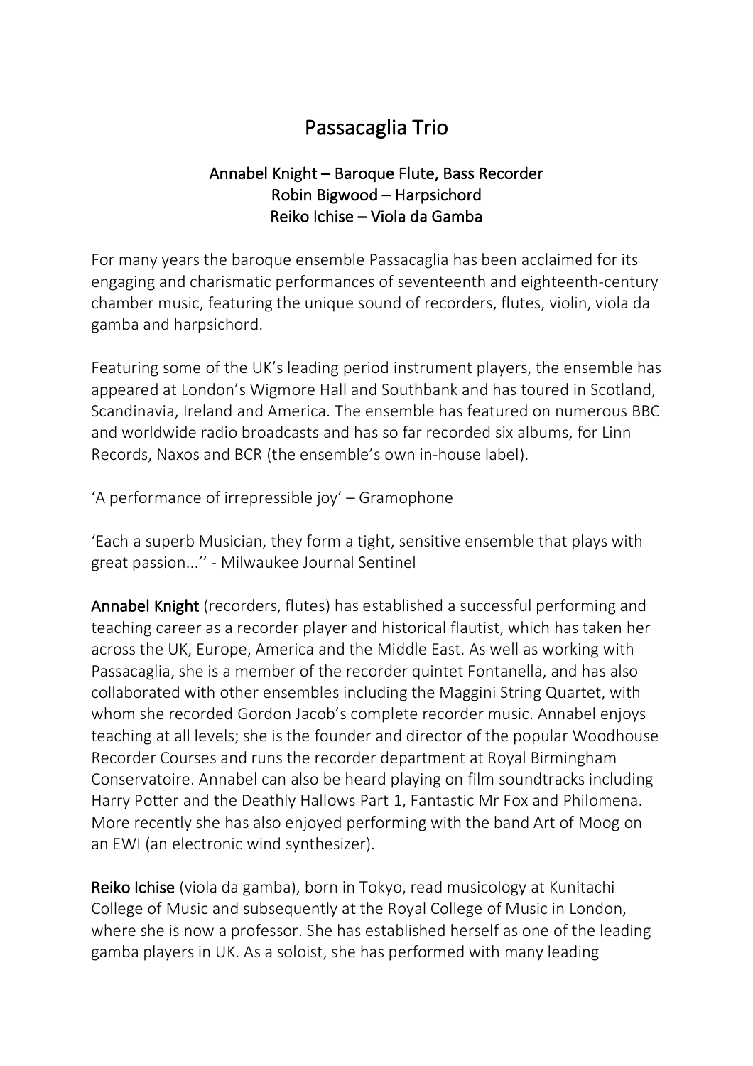# Passacaglia Trio

**Annabel Knight – Baroque Flute, Bass Recorder**
**Robin Bigwood – Harpsichord**
**Reiko Ichise – Viola da Gamba**

For many years the baroque ensemble Passacaglia has been acclaimed for its engaging and charismatic performances of seventeenth and eighteenth-century chamber music, featuring the unique sound of recorders, flutes, violin, viola da gamba and harpsichord.

Featuring some of the UK's leading period instrument players, the ensemble has appeared at London's Wigmore Hall and Southbank and has toured in Scotland, Scandinavia, Ireland and America. The ensemble has featured on numerous BBC and worldwide radio broadcasts and has so far recorded six albums, for Linn Records, Naxos and BCR (the ensemble's own in-house label).

'A performance of irrepressible joy' – Gramophone

'Each a superb Musician, they form a tight, sensitive ensemble that plays with great passion...'' - Milwaukee Journal Sentinel

**Annabel Knight** (recorders, flutes) has established a successful performing and teaching career as a recorder player and historical flautist, which has taken her across the UK, Europe, America and the Middle East. As well as working with Passacaglia, she is a member of the recorder quintet Fontanella, and has also collaborated with other ensembles including the Maggini String Quartet, with whom she recorded Gordon Jacob's complete recorder music. Annabel enjoys teaching at all levels; she is the founder and director of the popular Woodhouse Recorder Courses and runs the recorder department at Royal Birmingham Conservatoire. Annabel can also be heard playing on film soundtracks including Harry Potter and the Deathly Hallows Part 1, Fantastic Mr Fox and Philomena. More recently she has also enjoyed performing with the band Art of Moog on an EWI (an electronic wind synthesizer).

**Reiko Ichise** (viola da gamba), born in Tokyo, read musicology at Kunitachi College of Music and subsequently at the Royal College of Music in London, where she is now a professor. She has established herself as one of the leading gamba players in UK. As a soloist, she has performed with many leading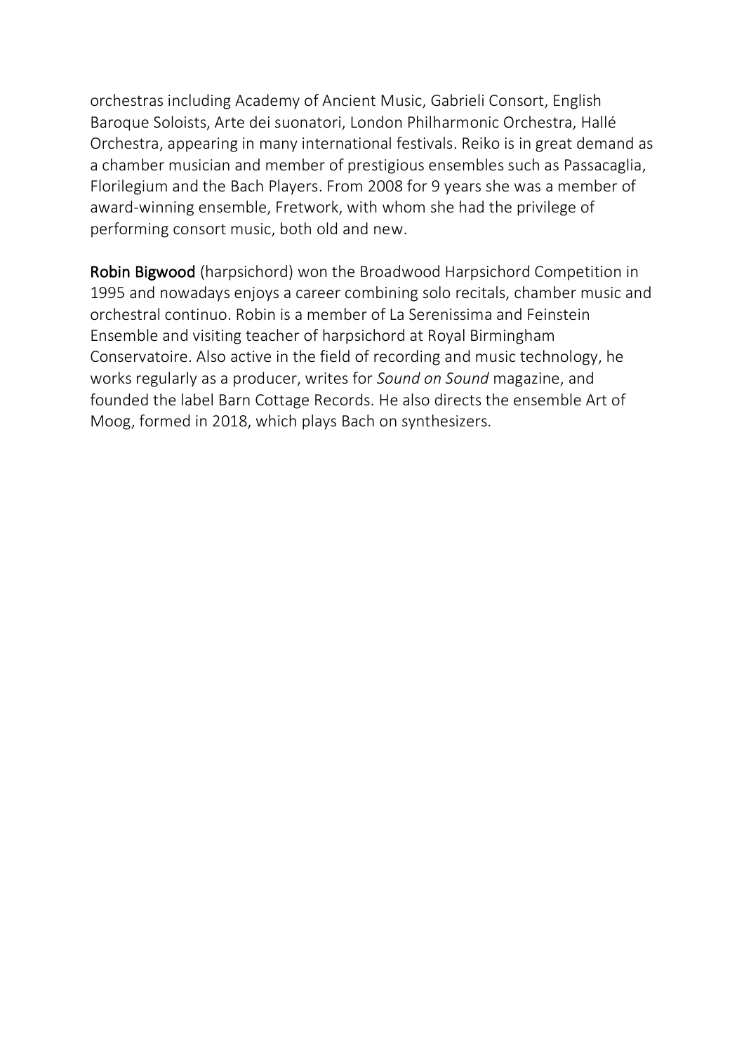orchestras including Academy of Ancient Music, Gabrieli Consort, English Baroque Soloists, Arte dei suonatori, London Philharmonic Orchestra, Hallé Orchestra, appearing in many international festivals. Reiko is in great demand as a chamber musician and member of prestigious ensembles such as Passacaglia, Florilegium and the Bach Players. From 2008 for 9 years she was a member of award-winning ensemble, Fretwork, with whom she had the privilege of performing consort music, both old and new.

**Robin Bigwood** (harpsichord) won the Broadwood Harpsichord Competition in 1995 and nowadays enjoys a career combining solo recitals, chamber music and orchestral continuo. Robin is a member of La Serenissima and Feinstein Ensemble and visiting teacher of harpsichord at Royal Birmingham Conservatoire. Also active in the field of recording and music technology, he works regularly as a producer, writes for *Sound on Sound* magazine, and founded the label Barn Cottage Records. He also directs the ensemble Art of Moog, formed in 2018, which plays Bach on synthesizers.